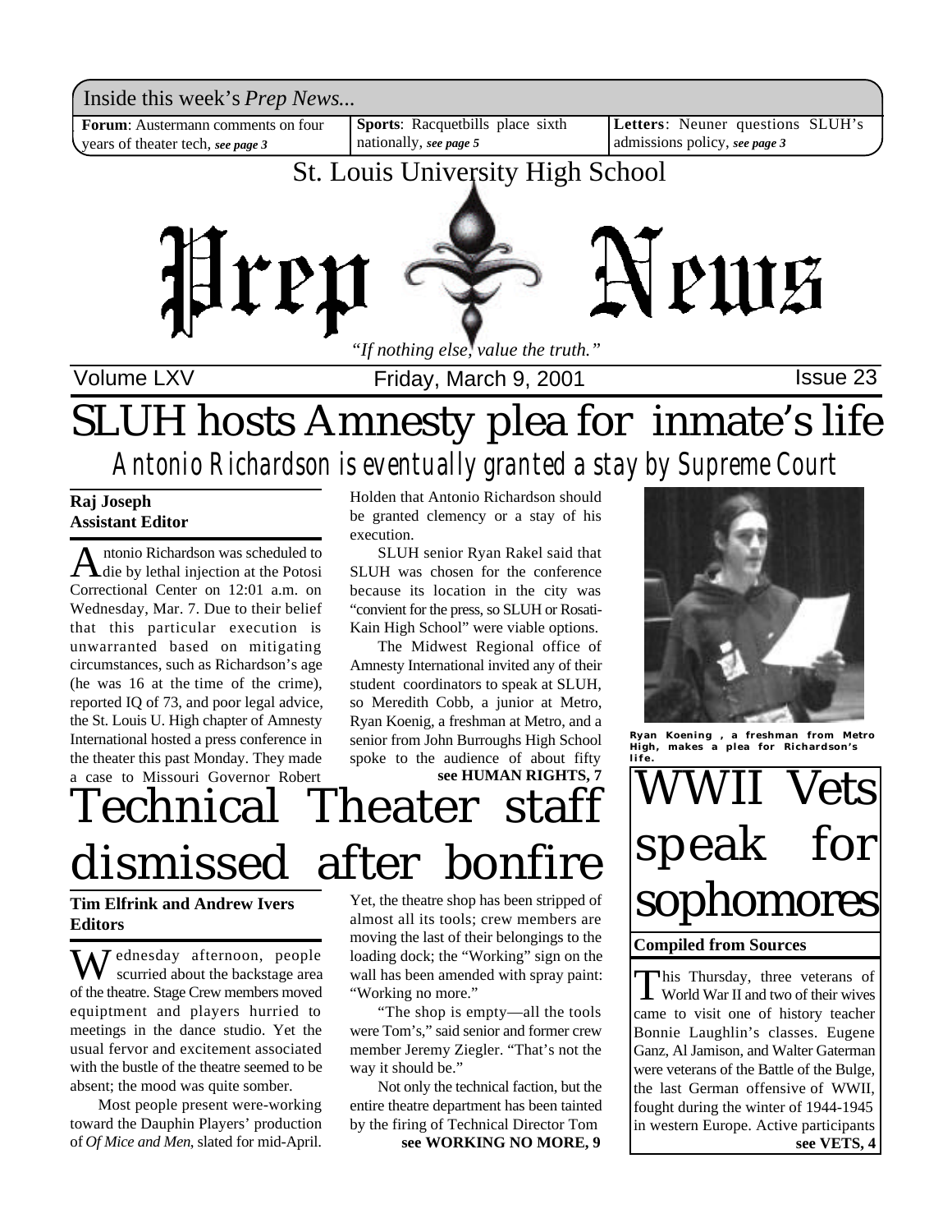Inside this week's *Prep News*...

**Forum**: Austermann comments on four years of theater tech, ***see page 3***

**Sports**: Racquetbills place sixth nationally, ***see page 5***

**Letters**: Neuner questions SLUH's admissions policy, ***see page 3***

St. Louis University High School

# Prep News

*"If nothing else, value the truth."*

Volume LXV — Friday, March 9, 2001 — Issue 23

# SLUH hosts Amnesty plea for inmate's life

## *Antonio Richardson is eventually granted a stay by Supreme Court*

**Raj Joseph**
**Assistant Editor**

Antonio Richardson was scheduled to die by lethal injection at the Potosi Correctional Center on 12:01 a.m. on Wednesday, Mar. 7. Due to their belief that this particular execution is unwarranted based on mitigating circumstances, such as Richardson's age (he was 16 at the time of the crime), reported IQ of 73, and poor legal advice, the St. Louis U. High chapter of Amnesty International hosted a press conference in the theater this past Monday. They made a case to Missouri Governor Robert Holden that Antonio Richardson should be granted clemency or a stay of his execution.

SLUH senior Ryan Rakel said that SLUH was chosen for the conference because its location in the city was "convient for the press, so SLUH or Rosati-Kain High School" were viable options.

The Midwest Regional office of Amnesty International invited any of their student coordinators to speak at SLUH, so Meredith Cobb, a junior at Metro, Ryan Koenig, a freshman at Metro, and a senior from John Burroughs High School spoke to the audience of about fifty

**see HUMAN RIGHTS, 7**

Ryan Koening , a freshman from Metro High, makes a plea for Richardson's life.

# Technical Theater staff dismissed after bonfire

**Tim Elfrink and Andrew Ivers**
**Editors**

Wednesday afternoon, people scurried about the backstage area of the theatre. Stage Crew members moved equiptment and players hurried to meetings in the dance studio. Yet the usual fervor and excitement associated with the bustle of the theatre seemed to be absent; the mood was quite somber.

Most people present were-working toward the Dauphin Players' production of *Of Mice and Men*, slated for mid-April. Yet, the theatre shop has been stripped of almost all its tools; crew members are moving the last of their belongings to the loading dock; the "Working" sign on the wall has been amended with spray paint: "Working no more."

"The shop is empty—all the tools were Tom's," said senior and former crew member Jeremy Ziegler. "That's not the way it should be."

Not only the technical faction, but the entire theatre department has been tainted by the firing of Technical Director Tom

**see WORKING NO MORE, 9**

# WWII Vets speak for sophomores

**Compiled from Sources**

This Thursday, three veterans of World War II and two of their wives came to visit one of history teacher Bonnie Laughlin's classes. Eugene Ganz, Al Jamison, and Walter Gaterman were veterans of the Battle of the Bulge, the last German offensive of WWII, fought during the winter of 1944-1945 in western Europe. Active participants

**see VETS, 4**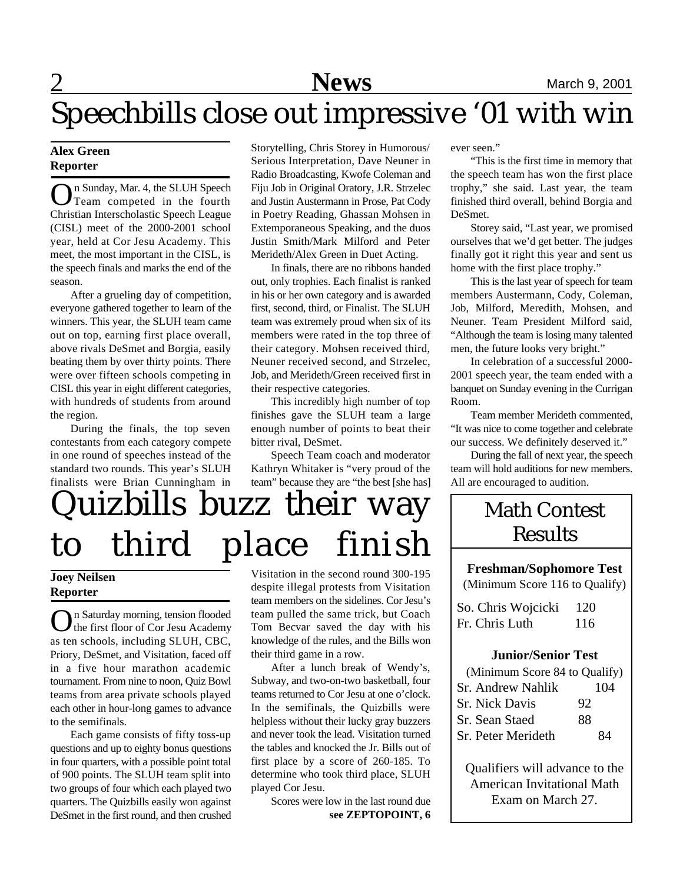# Speechbills close out impressive '01 with win

**Alex Green**
**Reporter**

On Sunday, Mar. 4, the SLUH Speech Team competed in the fourth Christian Interscholastic Speech League (CISL) meet of the 2000-2001 school year, held at Cor Jesu Academy. This meet, the most important in the CISL, is the speech finals and marks the end of the season.

After a grueling day of competition, everyone gathered together to learn of the winners. This year, the SLUH team came out on top, earning first place overall, above rivals DeSmet and Borgia, easily beating them by over thirty points. There were over fifteen schools competing in CISL this year in eight different categories, with hundreds of students from around the region.

During the finals, the top seven contestants from each category compete in one round of speeches instead of the standard two rounds. This year's SLUH finalists were Brian Cunningham in Storytelling, Chris Storey in Humorous/Serious Interpretation, Dave Neuner in Radio Broadcasting, Kwofe Coleman and Fiju Job in Original Oratory, J.R. Strzelec and Justin Austermann in Prose, Pat Cody in Poetry Reading, Ghassan Mohsen in Extemporaneous Speaking, and the duos Justin Smith/Mark Milford and Peter Merideth/Alex Green in Duet Acting.

In finals, there are no ribbons handed out, only trophies. Each finalist is ranked in his or her own category and is awarded first, second, third, or Finalist. The SLUH team was extremely proud when six of its members were rated in the top three of their category. Mohsen received third, Neuner received second, and Strzelec, Job, and Merideth/Green received first in their respective categories.

This incredibly high number of top finishes gave the SLUH team a large enough number of points to beat their bitter rival, DeSmet.

Speech Team coach and moderator Kathryn Whitaker is "very proud of the team" because they are "the best [she has] ever seen."

"This is the first time in memory that the speech team has won the first place trophy," she said. Last year, the team finished third overall, behind Borgia and DeSmet.

Storey said, "Last year, we promised ourselves that we'd get better. The judges finally got it right this year and sent us home with the first place trophy."

This is the last year of speech for team members Austermann, Cody, Coleman, Job, Milford, Meredith, Mohsen, and Neuner. Team President Milford said, "Although the team is losing many talented men, the future looks very bright."

In celebration of a successful 2000-2001 speech year, the team ended with a banquet on Sunday evening in the Currigan Room.

Team member Merideth commented, "It was nice to come together and celebrate our success. We definitely deserved it."

During the fall of next year, the speech team will hold auditions for new members. All are encouraged to audition.

# Quizbills buzz their way to third place finish

**Joey Neilsen**
**Reporter**

On Saturday morning, tension flooded the first floor of Cor Jesu Academy as ten schools, including SLUH, CBC, Priory, DeSmet, and Visitation, faced off in a five hour marathon academic tournament. From nine to noon, Quiz Bowl teams from area private schools played each other in hour-long games to advance to the semifinals.

Each game consists of fifty toss-up questions and up to eighty bonus questions in four quarters, with a possible point total of 900 points. The SLUH team split into two groups of four which each played two quarters. The Quizbills easily won against DeSmet in the first round, and then crushed Visitation in the second round 300-195 despite illegal protests from Visitation team members on the sidelines. Cor Jesu's team pulled the same trick, but Coach Tom Becvar saved the day with his knowledge of the rules, and the Bills won their third game in a row.

After a lunch break of Wendy's, Subway, and two-on-two basketball, four teams returned to Cor Jesu at one o'clock. In the semifinals, the Quizbills were helpless without their lucky gray buzzers and never took the lead. Visitation turned the tables and knocked the Jr. Bills out of first place by a score of 260-185. To determine who took third place, SLUH played Cor Jesu.

Scores were low in the last round due

**see ZEPTOPOINT, 6**

## Math Contest Results

**Freshman/Sophomore Test**
(Minimum Score 116 to Qualify)

| Name | Score |
| --- | --- |
| So. Chris Wojcicki | 120 |
| Fr. Chris Luth | 116 |

**Junior/Senior Test**
(Minimum Score 84 to Qualify)

| Name | Score |
| --- | --- |
| Sr. Andrew Nahlik | 104 |
| Sr. Nick Davis | 92 |
| Sr. Sean Staed | 88 |
| Sr. Peter Merideth | 84 |

Qualifiers will advance to the American Invitational Math Exam on March 27.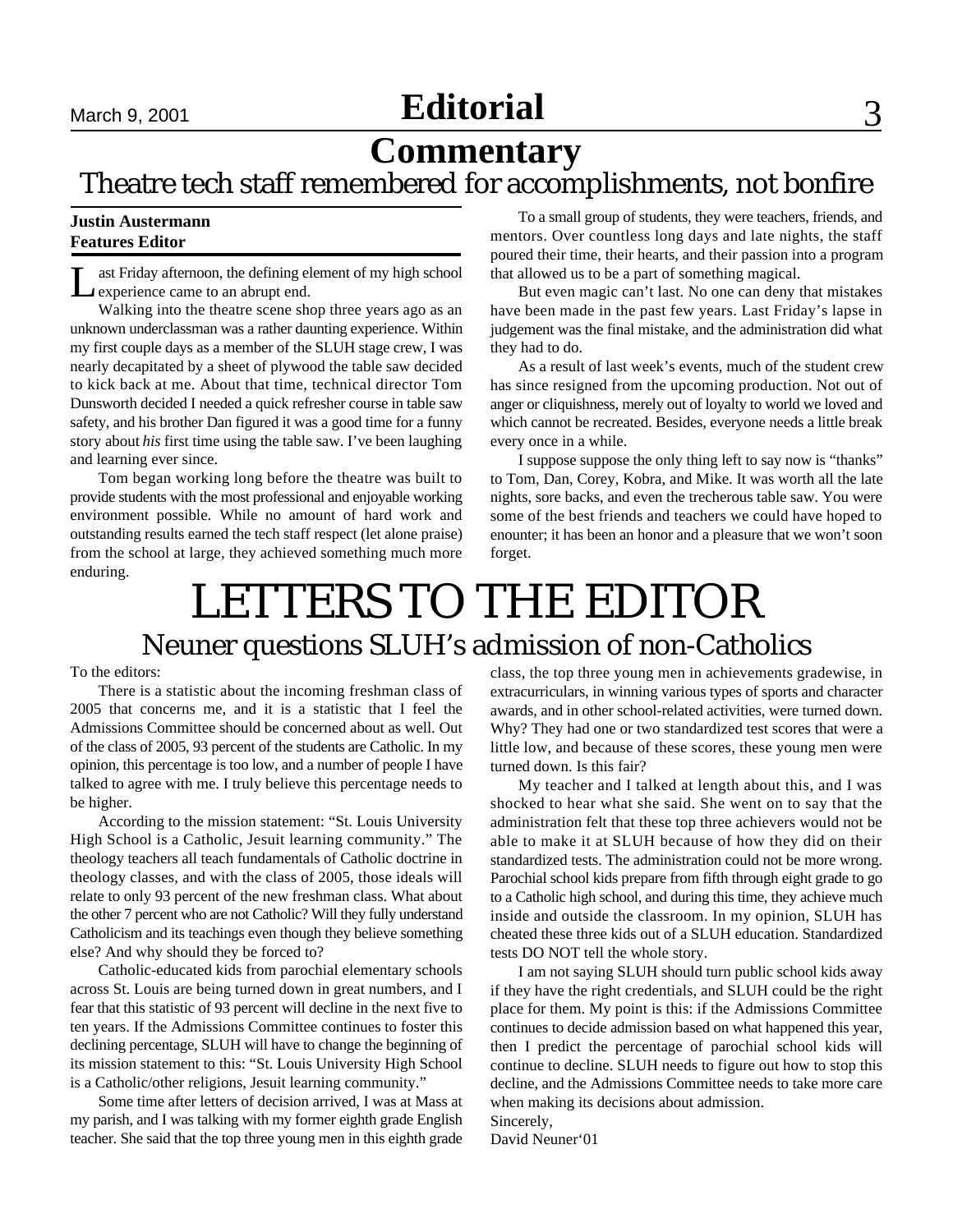# Editorial

## Commentary

### Theatre tech staff remembered for accomplishments, not bonfire

**Justin Austermann**
**Features Editor**

Last Friday afternoon, the defining element of my high school experience came to an abrupt end.

Walking into the theatre scene shop three years ago as an unknown underclassman was a rather daunting experience. Within my first couple days as a member of the SLUH stage crew, I was nearly decapitated by a sheet of plywood the table saw decided to kick back at me. About that time, technical director Tom Dunsworth decided I needed a quick refresher course in table saw safety, and his brother Dan figured it was a good time for a funny story about *his* first time using the table saw. I've been laughing and learning ever since.

Tom began working long before the theatre was built to provide students with the most professional and enjoyable working environment possible. While no amount of hard work and outstanding results earned the tech staff respect (let alone praise) from the school at large, they achieved something much more enduring.

To a small group of students, they were teachers, friends, and mentors. Over countless long days and late nights, the staff poured their time, their hearts, and their passion into a program that allowed us to be a part of something magical.

But even magic can't last. No one can deny that mistakes have been made in the past few years. Last Friday's lapse in judgement was the final mistake, and the administration did what they had to do.

As a result of last week's events, much of the student crew has since resigned from the upcoming production. Not out of anger or cliquishness, merely out of loyalty to world we loved and which cannot be recreated. Besides, everyone needs a little break every once in a while.

I suppose suppose the only thing left to say now is "thanks" to Tom, Dan, Corey, Kobra, and Mike. It was worth all the late nights, sore backs, and even the trecherous table saw. You were some of the best friends and teachers we could have hoped to enounter; it has been an honor and a pleasure that we won't soon forget.

# LETTERS TO THE EDITOR

## Neuner questions SLUH's admission of non-Catholics

To the editors:

There is a statistic about the incoming freshman class of 2005 that concerns me, and it is a statistic that I feel the Admissions Committee should be concerned about as well. Out of the class of 2005, 93 percent of the students are Catholic. In my opinion, this percentage is too low, and a number of people I have talked to agree with me. I truly believe this percentage needs to be higher.

According to the mission statement: "St. Louis University High School is a Catholic, Jesuit learning community." The theology teachers all teach fundamentals of Catholic doctrine in theology classes, and with the class of 2005, those ideals will relate to only 93 percent of the new freshman class. What about the other 7 percent who are not Catholic? Will they fully understand Catholicism and its teachings even though they believe something else? And why should they be forced to?

Catholic-educated kids from parochial elementary schools across St. Louis are being turned down in great numbers, and I fear that this statistic of 93 percent will decline in the next five to ten years. If the Admissions Committee continues to foster this declining percentage, SLUH will have to change the beginning of its mission statement to this: "St. Louis University High School is a Catholic/other religions, Jesuit learning community."

Some time after letters of decision arrived, I was at Mass at my parish, and I was talking with my former eighth grade English teacher. She said that the top three young men in this eighth grade class, the top three young men in achievements gradewise, in extracurriculars, in winning various types of sports and character awards, and in other school-related activities, were turned down. Why? They had one or two standardized test scores that were a little low, and because of these scores, these young men were turned down. Is this fair?

My teacher and I talked at length about this, and I was shocked to hear what she said. She went on to say that the administration felt that these top three achievers would not be able to make it at SLUH because of how they did on their standardized tests. The administration could not be more wrong. Parochial school kids prepare from fifth through eight grade to go to a Catholic high school, and during this time, they achieve much inside and outside the classroom. In my opinion, SLUH has cheated these three kids out of a SLUH education. Standardized tests DO NOT tell the whole story.

I am not saying SLUH should turn public school kids away if they have the right credentials, and SLUH could be the right place for them. My point is this: if the Admissions Committee continues to decide admission based on what happened this year, then I predict the percentage of parochial school kids will continue to decline. SLUH needs to figure out how to stop this decline, and the Admissions Committee needs to take more care when making its decisions about admission.

Sincerely,
David Neuner'01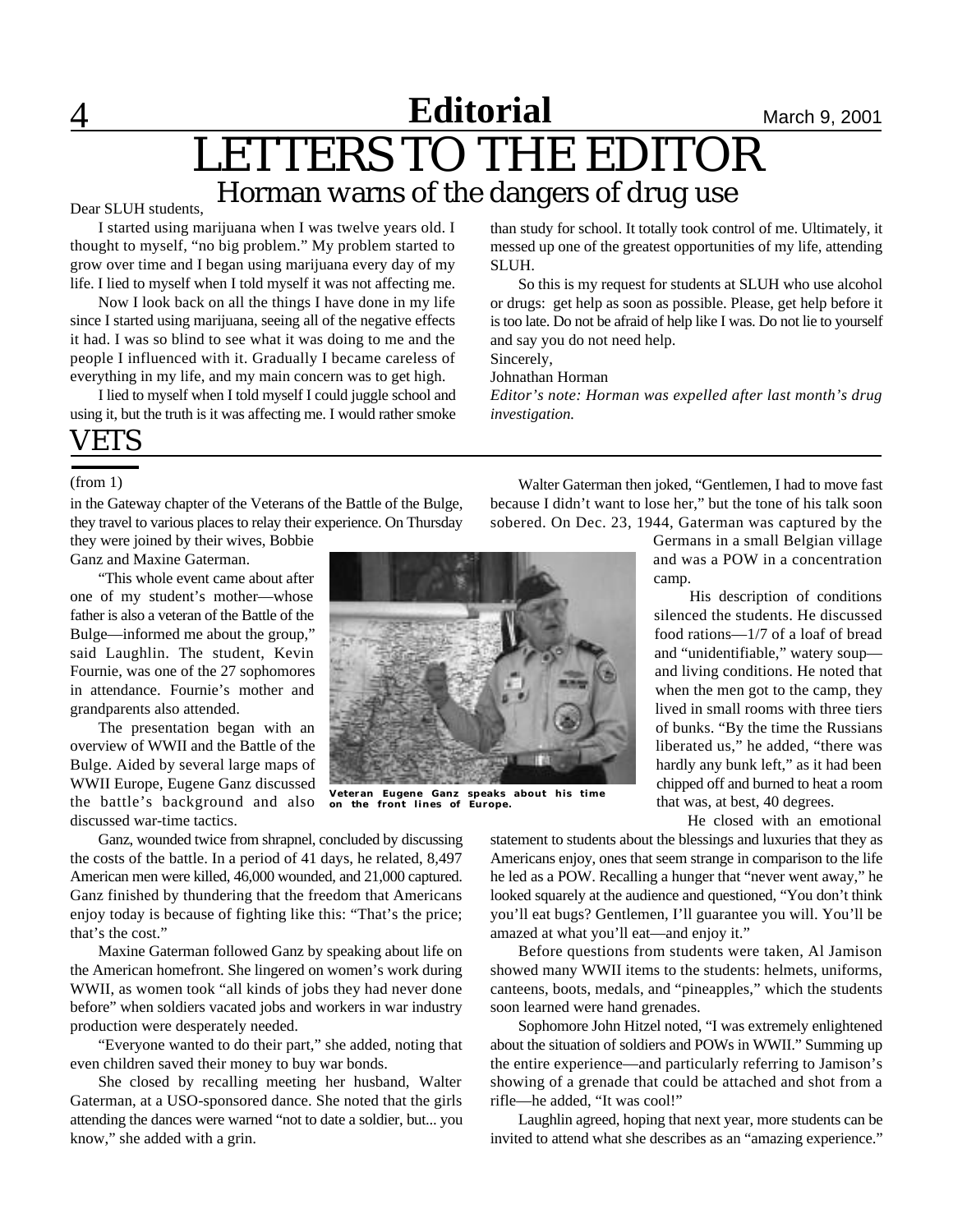# LETTERS TO THE EDITOR

## Horman warns of the dangers of drug use

Dear SLUH students,

I started using marijuana when I was twelve years old. I thought to myself, "no big problem." My problem started to grow over time and I began using marijuana every day of my life. I lied to myself when I told myself it was not affecting me.

Now I look back on all the things I have done in my life since I started using marijuana, seeing all of the negative effects it had. I was so blind to see what it was doing to me and the people I influenced with it. Gradually I became careless of everything in my life, and my main concern was to get high.

I lied to myself when I told myself I could juggle school and using it, but the truth is it was affecting me. I would rather smoke than study for school. It totally took control of me. Ultimately, it messed up one of the greatest opportunities of my life, attending SLUH.

So this is my request for students at SLUH who use alcohol or drugs: get help as soon as possible. Please, get help before it is too late. Do not be afraid of help like I was. Do not lie to yourself and say you do not need help.

Sincerely,

Johnathan Horman

*Editor's note: Horman was expelled after last month's drug investigation.*

## VETS

(from 1)

in the Gateway chapter of the Veterans of the Battle of the Bulge, they travel to various places to relay their experience. On Thursday they were joined by their wives, Bobbie Ganz and Maxine Gaterman.

"This whole event came about after one of my student's mother—whose father is also a veteran of the Battle of the Bulge—informed me about the group," said Laughlin. The student, Kevin Fournie, was one of the 27 sophomores in attendance. Fournie's mother and grandparents also attended.

The presentation began with an overview of WWII and the Battle of the Bulge. Aided by several large maps of WWII Europe, Eugene Ganz discussed the battle's background and also discussed war-time tactics.

**Veteran Eugene Ganz speaks about his time on the front lines of Europe.**

Ganz, wounded twice from shrapnel, concluded by discussing the costs of the battle. In a period of 41 days, he related, 8,497 American men were killed, 46,000 wounded, and 21,000 captured. Ganz finished by thundering that the freedom that Americans enjoy today is because of fighting like this: "That's the price; that's the cost."

Maxine Gaterman followed Ganz by speaking about life on the American homefront. She lingered on women's work during WWII, as women took "all kinds of jobs they had never done before" when soldiers vacated jobs and workers in war industry production were desperately needed.

"Everyone wanted to do their part," she added, noting that even children saved their money to buy war bonds.

She closed by recalling meeting her husband, Walter Gaterman, at a USO-sponsored dance. She noted that the girls attending the dances were warned "not to date a soldier, but... you know," she added with a grin.

Walter Gaterman then joked, "Gentlemen, I had to move fast because I didn't want to lose her," but the tone of his talk soon sobered. On Dec. 23, 1944, Gaterman was captured by the Germans in a small Belgian village and was a POW in a concentration camp.

His description of conditions silenced the students. He discussed food rations—1/7 of a loaf of bread and "unidentifiable," watery soup—and living conditions. He noted that when the men got to the camp, they lived in small rooms with three tiers of bunks. "By the time the Russians liberated us," he added, "there was hardly any bunk left," as it had been chipped off and burned to heat a room that was, at best, 40 degrees.

He closed with an emotional statement to students about the blessings and luxuries that they as Americans enjoy, ones that seem strange in comparison to the life he led as a POW. Recalling a hunger that "never went away," he looked squarely at the audience and questioned, "You don't think you'll eat bugs? Gentlemen, I'll guarantee you will. You'll be amazed at what you'll eat—and enjoy it."

Before questions from students were taken, Al Jamison showed many WWII items to the students: helmets, uniforms, canteens, boots, medals, and "pineapples," which the students soon learned were hand grenades.

Sophomore John Hitzel noted, "I was extremely enlightened about the situation of soldiers and POWs in WWII." Summing up the entire experience—and particularly referring to Jamison's showing of a grenade that could be attached and shot from a rifle—he added, "It was cool!"

Laughlin agreed, hoping that next year, more students can be invited to attend what she describes as an "amazing experience."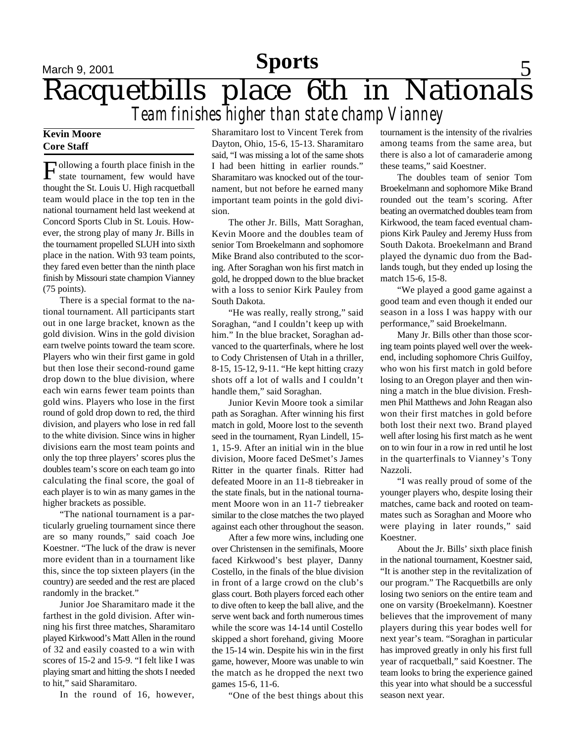# Racquetbills place 6th in Nationals

## *Team finishes higher than state champ Vianney*

**Kevin Moore**
**Core Staff**

Following a fourth place finish in the state tournament, few would have thought the St. Louis U. High racquetball team would place in the top ten in the national tournament held last weekend at Concord Sports Club in St. Louis. However, the strong play of many Jr. Bills in the tournament propelled SLUH into sixth place in the nation. With 93 team points, they fared even better than the ninth place finish by Missouri state champion Vianney (75 points).

There is a special format to the national tournament. All participants start out in one large bracket, known as the gold division. Wins in the gold division earn twelve points toward the team score. Players who win their first game in gold but then lose their second-round game drop down to the blue division, where each win earns fewer team points than gold wins. Players who lose in the first round of gold drop down to red, the third division, and players who lose in red fall to the white division. Since wins in higher divisions earn the most team points and only the top three players' scores plus the doubles team's score on each team go into calculating the final score, the goal of each player is to win as many games in the higher brackets as possible.

"The national tournament is a particularly grueling tournament since there are so many rounds," said coach Joe Koestner. "The luck of the draw is never more evident than in a tournament like this, since the top sixteen players (in the country) are seeded and the rest are placed randomly in the bracket."

Junior Joe Sharamitaro made it the farthest in the gold division. After winning his first three matches, Sharamitaro played Kirkwood's Matt Allen in the round of 32 and easily coasted to a win with scores of 15-2 and 15-9. "I felt like I was playing smart and hitting the shots I needed to hit," said Sharamitaro.

In the round of 16, however, Sharamitaro lost to Vincent Terek from Dayton, Ohio, 15-6, 15-13. Sharamitaro said, "I was missing a lot of the same shots I had been hitting in earlier rounds." Sharamitaro was knocked out of the tournament, but not before he earned many important team points in the gold division.

The other Jr. Bills, Matt Soraghan, Kevin Moore and the doubles team of senior Tom Broekelmann and sophomore Mike Brand also contributed to the scoring. After Soraghan won his first match in gold, he dropped down to the blue bracket with a loss to senior Kirk Pauley from South Dakota.

"He was really, really strong," said Soraghan, "and I couldn't keep up with him." In the blue bracket, Soraghan advanced to the quarterfinals, where he lost to Cody Christensen of Utah in a thriller, 8-15, 15-12, 9-11. "He kept hitting crazy shots off a lot of walls and I couldn't handle them," said Soraghan.

Junior Kevin Moore took a similar path as Soraghan. After winning his first match in gold, Moore lost to the seventh seed in the tournament, Ryan Lindell, 15-1, 15-9. After an initial win in the blue division, Moore faced DeSmet's James Ritter in the quarter finals. Ritter had defeated Moore in an 11-8 tiebreaker in the state finals, but in the national tournament Moore won in an 11-7 tiebreaker similar to the close matches the two played against each other throughout the season.

After a few more wins, including one over Christensen in the semifinals, Moore faced Kirkwood's best player, Danny Costello, in the finals of the blue division in front of a large crowd on the club's glass court. Both players forced each other to dive often to keep the ball alive, and the serve went back and forth numerous times while the score was 14-14 until Costello skipped a short forehand, giving Moore the 15-14 win. Despite his win in the first game, however, Moore was unable to win the match as he dropped the next two games 15-6, 11-6.

"One of the best things about this tournament is the intensity of the rivalries among teams from the same area, but there is also a lot of camaraderie among these teams," said Koestner.

The doubles team of senior Tom Broekelmann and sophomore Mike Brand rounded out the team's scoring. After beating an overmatched doubles team from Kirkwood, the team faced eventual champions Kirk Pauley and Jeremy Huss from South Dakota. Broekelmann and Brand played the dynamic duo from the Badlands tough, but they ended up losing the match 15-6, 15-8.

"We played a good game against a good team and even though it ended our season in a loss I was happy with our performance," said Broekelmann.

Many Jr. Bills other than those scoring team points played well over the weekend, including sophomore Chris Guilfoy, who won his first match in gold before losing to an Oregon player and then winning a match in the blue division. Freshmen Phil Matthews and John Reagan also won their first matches in gold before both lost their next two. Brand played well after losing his first match as he went on to win four in a row in red until he lost in the quarterfinals to Vianney's Tony Nazzoli.

"I was really proud of some of the younger players who, despite losing their matches, came back and rooted on teammates such as Soraghan and Moore who were playing in later rounds," said Koestner.

About the Jr. Bills' sixth place finish in the national tournament, Koestner said, "It is another step in the revitalization of our program." The Racquetbills are only losing two seniors on the entire team and one on varsity (Broekelmann). Koestner believes that the improvement of many players during this year bodes well for next year's team. "Soraghan in particular has improved greatly in only his first full year of racquetball," said Koestner. The team looks to bring the experience gained this year into what should be a successful season next year.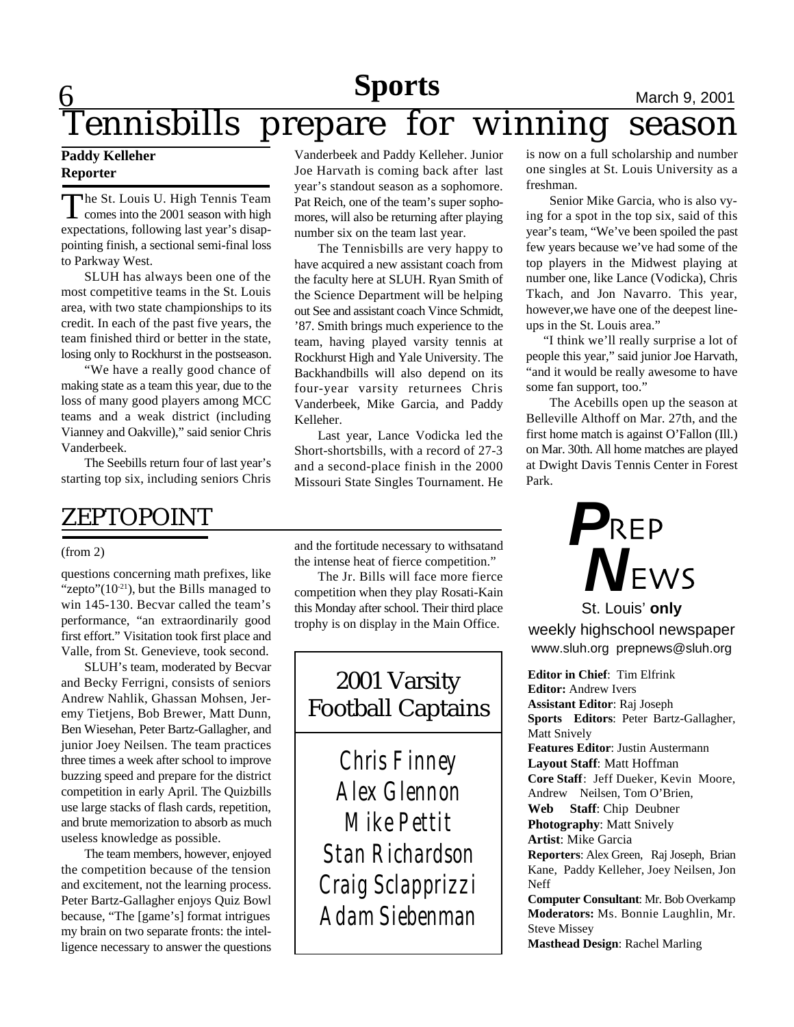# Tennisbills prepare for winning season

**Paddy Kelleher**
**Reporter**

The St. Louis U. High Tennis Team comes into the 2001 season with high expectations, following last year's disappointing finish, a sectional semi-final loss to Parkway West.

SLUH has always been one of the most competitive teams in the St. Louis area, with two state championships to its credit. In each of the past five years, the team finished third or better in the state, losing only to Rockhurst in the postseason.

"We have a really good chance of making state as a team this year, due to the loss of many good players among MCC teams and a weak district (including Vianney and Oakville)," said senior Chris Vanderbeek.

The Seebills return four of last year's starting top six, including seniors Chris Vanderbeek and Paddy Kelleher. Junior Joe Harvath is coming back after last year's standout season as a sophomore. Pat Reich, one of the team's super sophomores, will also be returning after playing number six on the team last year.

The Tennisbills are very happy to have acquired a new assistant coach from the faculty here at SLUH. Ryan Smith of the Science Department will be helping out See and assistant coach Vince Schmidt, '87. Smith brings much experience to the team, having played varsity tennis at Rockhurst High and Yale University. The Backhandbills will also depend on its four-year varsity returnees Chris Vanderbeek, Mike Garcia, and Paddy Kelleher.

Last year, Lance Vodicka led the Short-shortsbills, with a record of 27-3 and a second-place finish in the 2000 Missouri State Singles Tournament. He is now on a full scholarship and number one singles at St. Louis University as a freshman.

Senior Mike Garcia, who is also vying for a spot in the top six, said of this year's team, "We've been spoiled the past few years because we've had some of the top players in the Midwest playing at number one, like Lance (Vodicka), Chris Tkach, and Jon Navarro. This year, however,we have one of the deepest lineups in the St. Louis area."

"I think we'll really surprise a lot of people this year," said junior Joe Harvath, "and it would be really awesome to have some fan support, too."

The Acebills open up the season at Belleville Althoff on Mar. 27th, and the first home match is against O'Fallon (Ill.) on Mar. 30th. All home matches are played at Dwight Davis Tennis Center in Forest Park.

## ZEPTOPOINT

(from 2)

questions concerning math prefixes, like "zepto"($10^{-21}$), but the Bills managed to win 145-130. Becvar called the team's performance, "an extraordinarily good first effort." Visitation took first place and Valle, from St. Genevieve, took second.

SLUH's team, moderated by Becvar and Becky Ferrigni, consists of seniors Andrew Nahlik, Ghassan Mohsen, Jeremy Tietjens, Bob Brewer, Matt Dunn, Ben Wiesehan, Peter Bartz-Gallagher, and junior Joey Neilsen. The team practices three times a week after school to improve buzzing speed and prepare for the district competition in early April. The Quizbills use large stacks of flash cards, repetition, and brute memorization to absorb as much useless knowledge as possible.

The team members, however, enjoyed the competition because of the tension and excitement, not the learning process. Peter Bartz-Gallagher enjoys Quiz Bowl because, "The [game's] format intrigues my brain on two separate fronts: the intelligence necessary to answer the questions and the fortitude necessary to withsatand the intense heat of fierce competition."

The Jr. Bills will face more fierce competition when they play Rosati-Kain this Monday after school. Their third place trophy is on display in the Main Office.

### 2001 Varsity Football Captains

Chris Finney
Alex Glennon
Mike Pettit
Stan Richardson
Craig Sclapprizzi
Adam Siebenman

## PREP NEWS

St. Louis' **only** weekly highschool newspaper
www.sluh.org prepnews@sluh.org

**Editor in Chief**: Tim Elfrink
**Editor:** Andrew Ivers
**Assistant Editor**: Raj Joseph
**Sports Editors**: Peter Bartz-Gallagher, Matt Snively
**Features Editor**: Justin Austermann
**Layout Staff**: Matt Hoffman
**Core Staff**: Jeff Dueker, Kevin Moore, Andrew Neilsen, Tom O'Brien,
**Web Staff**: Chip Deubner
**Photography**: Matt Snively
**Artist**: Mike Garcia
**Reporters**: Alex Green, Raj Joseph, Brian Kane, Paddy Kelleher, Joey Neilsen, Jon Neff
**Computer Consultant**: Mr. Bob Overkamp
**Moderators:** Ms. Bonnie Laughlin, Mr. Steve Missey
**Masthead Design**: Rachel Marling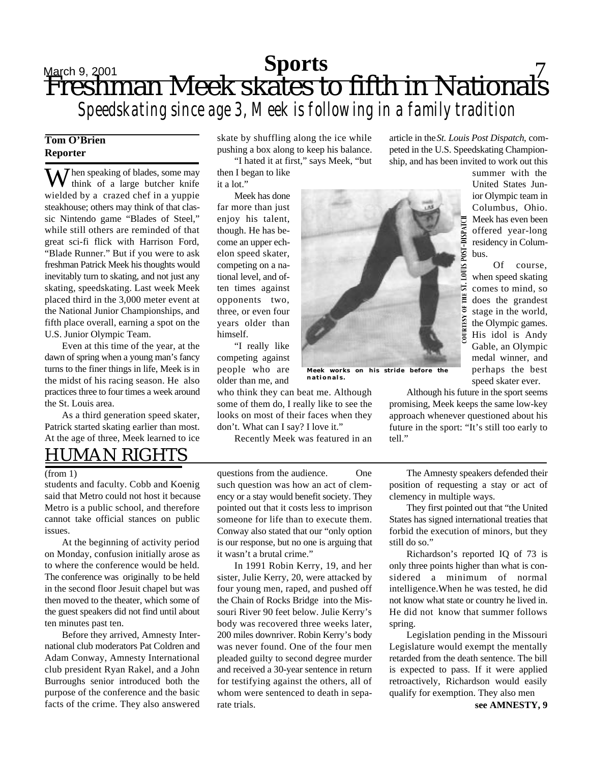# Freshman Meek skates to fifth in Nationals

## *Speedskating since age 3, Meek is following in a family tradition*

**Tom O'Brien**
**Reporter**

When speaking of blades, some may think of a large butcher knife wielded by a crazed chef in a yuppie steakhouse; others may think of that classic Nintendo game "Blades of Steel," while still others are reminded of that great sci-fi flick with Harrison Ford, "Blade Runner." But if you were to ask freshman Patrick Meek his thoughts would inevitably turn to skating, and not just any skating, speedskating. Last week Meek placed third in the 3,000 meter event at the National Junior Championships, and fifth place overall, earning a spot on the U.S. Junior Olympic Team.

Even at this time of the year, at the dawn of spring when a young man's fancy turns to the finer things in life, Meek is in the midst of his racing season. He also practices three to four times a week around the St. Louis area.

As a third generation speed skater, Patrick started skating earlier than most. At the age of three, Meek learned to ice skate by shuffling along the ice while pushing a box along to keep his balance.

"I hated it at first," says Meek, "but then I began to like it a lot."

Meek has done far more than just enjoy his talent, though. He has become an upper echelon speed skater, competing on a national level, and often times against opponents two, three, or even four years older than himself.

"I really like competing against people who are older than me, and who think they can beat me. Although some of them do, I really like to see the looks on most of their faces when they don't. What can I say? I love it."

Recently Meek was featured in an article in the *St. Louis Post Dispatch*, competed in the U.S. Speedskating Championship, and has been invited to work out this summer with the United States Junior Olympic team in Columbus, Ohio. Meek has even been offered year-long residency in Columbus.

COURTESY OF THE ST. LOUIS POST-DISPATCH

Meek works on his stride before the nationals.

Of course, when speed skating comes to mind, so does the grandest stage in the world, the Olympic games. His idol is Andy Gable, an Olympic medal winner, and perhaps the best speed skater ever.

Although his future in the sport seems promising, Meek keeps the same low-key approach whenever questioned about his future in the sport: "It's still too early to tell."

# HUMAN RIGHTS

(from 1)

students and faculty. Cobb and Koenig said that Metro could not host it because Metro is a public school, and therefore cannot take official stances on public issues.

At the beginning of activity period on Monday, confusion initially arose as to where the conference would be held. The conference was originally to be held in the second floor Jesuit chapel but was then moved to the theater, which some of the guest speakers did not find until about ten minutes past ten.

Before they arrived, Amnesty International club moderators Pat Coldren and Adam Conway, Amnesty International club president Ryan Rakel, and a John Burroughs senior introduced both the purpose of the conference and the basic facts of the crime. They also answered questions from the audience. One such question was how an act of clemency or a stay would benefit society. They pointed out that it costs less to imprison someone for life than to execute them. Conway also stated that our "only option is our response, but no one is arguing that it wasn't a brutal crime."

In 1991 Robin Kerry, 19, and her sister, Julie Kerry, 20, were attacked by four young men, raped, and pushed off the Chain of Rocks Bridge into the Missouri River 90 feet below. Julie Kerry's body was recovered three weeks later, 200 miles downriver. Robin Kerry's body was never found. One of the four men pleaded guilty to second degree murder and received a 30-year sentence in return for testifying against the others, all of whom were sentenced to death in separate trials.

The Amnesty speakers defended their position of requesting a stay or act of clemency in multiple ways.

They first pointed out that "the United States has signed international treaties that forbid the execution of minors, but they still do so."

Richardson's reported IQ of 73 is only three points higher than what is considered a minimum of normal intelligence. When he was tested, he did not know what state or country he lived in. He did not know that summer follows spring.

Legislation pending in the Missouri Legislature would exempt the mentally retarded from the death sentence. The bill is expected to pass. If it were applied retroactively, Richardson would easily qualify for exemption. They also men

**see AMNESTY, 9**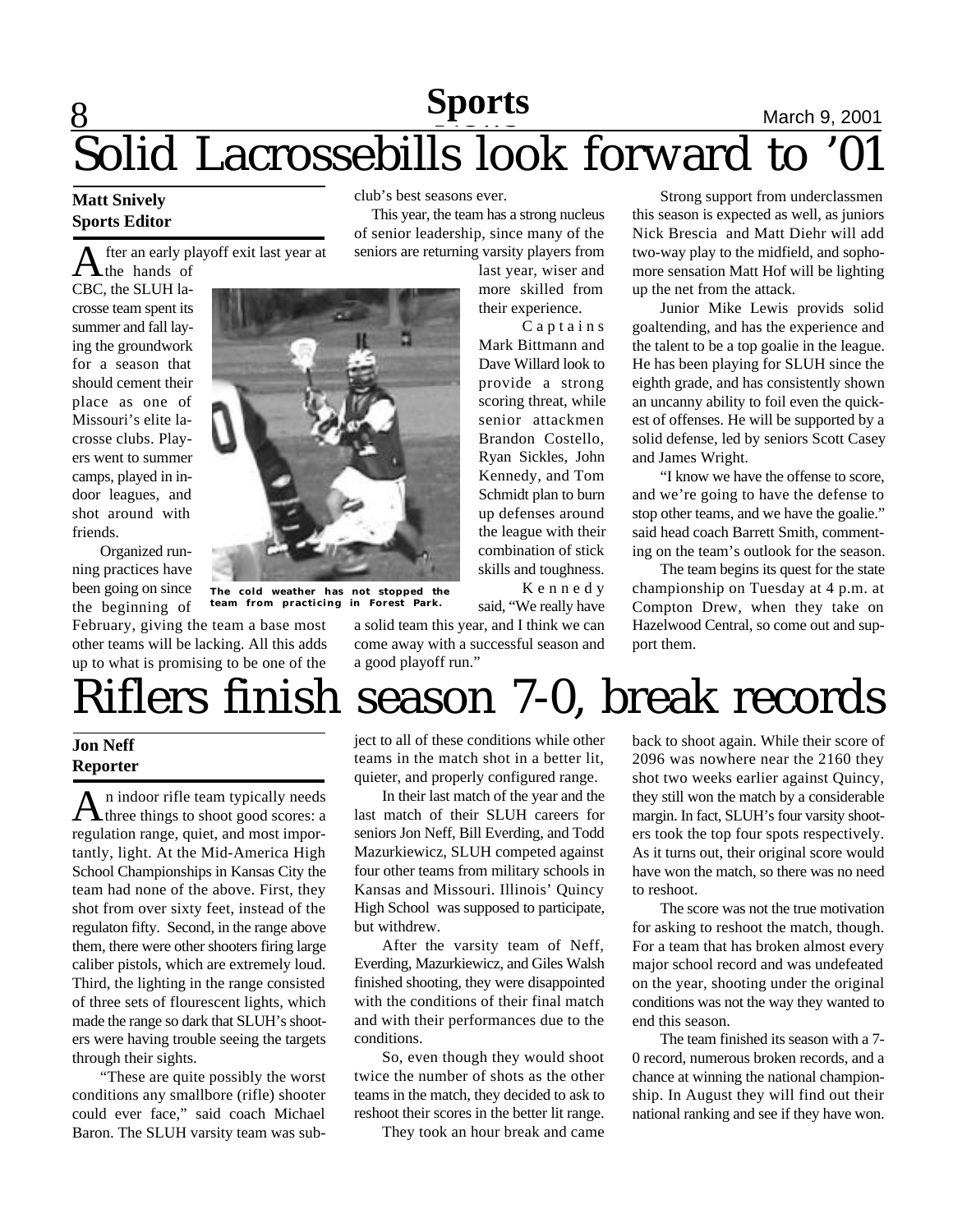# Solid Lacrossebills look forward to '01

**Matt Snively**
**Sports Editor**

After an early playoff exit last year at the hands of CBC, the SLUH lacrosse team spent its summer and fall laying the groundwork for a season that should cement their place as one of Missouri's elite lacrosse clubs. Players went to summer camps, played in indoor leagues, and shot around with friends.

Organized running practices have been going on since the beginning of February, giving the team a base most other teams will be lacking. All this adds up to what is promising to be one of the club's best seasons ever.

This year, the team has a strong nucleus of senior leadership, since many of the seniors are returning varsity players from last year, wiser and more skilled from their experience.

Captains Mark Bittmann and Dave Willard look to provide a strong scoring threat, while senior attackmen Brandon Costello, Ryan Sickles, John Kennedy, and Tom Schmidt plan to burn up defenses around the league with their combination of stick skills and toughness.

Kennedy said, "We really have a solid team this year, and I think we can come away with a successful season and a good playoff run."

Strong support from underclassmen this season is expected as well, as juniors Nick Brescia and Matt Diehr will add two-way play to the midfield, and sophomore sensation Matt Hof will be lighting up the net from the attack.

Junior Mike Lewis provids solid goaltending, and has the experience and the talent to be a top goalie in the league. He has been playing for SLUH since the eighth grade, and has consistently shown an uncanny ability to foil even the quickest of offenses. He will be supported by a solid defense, led by seniors Scott Casey and James Wright.

"I know we have the offense to score, and we're going to have the defense to stop other teams, and we have the goalie." said head coach Barrett Smith, commenting on the team's outlook for the season.

The team begins its quest for the state championship on Tuesday at 4 p.m. at Compton Drew, when they take on Hazelwood Central, so come out and support them.

**The cold weather has not stopped the team from practicing in Forest Park.**

# Riflers finish season 7-0, break records

**Jon Neff**
**Reporter**

An indoor rifle team typically needs three things to shoot good scores: a regulation range, quiet, and most importantly, light. At the Mid-America High School Championships in Kansas City the team had none of the above. First, they shot from over sixty feet, instead of the regulaton fifty. Second, in the range above them, there were other shooters firing large caliber pistols, which are extremely loud. Third, the lighting in the range consisted of three sets of flourescent lights, which made the range so dark that SLUH's shooters were having trouble seeing the targets through their sights.

"These are quite possibly the worst conditions any smallbore (rifle) shooter could ever face," said coach Michael Baron. The SLUH varsity team was subject to all of these conditions while other teams in the match shot in a better lit, quieter, and properly configured range.

In their last match of the year and the last match of their SLUH careers for seniors Jon Neff, Bill Everding, and Todd Mazurkiewicz, SLUH competed against four other teams from military schools in Kansas and Missouri. Illinois' Quincy High School was supposed to participate, but withdrew.

After the varsity team of Neff, Everding, Mazurkiewicz, and Giles Walsh finished shooting, they were disappointed with the conditions of their final match and with their performances due to the conditions.

So, even though they would shoot twice the number of shots as the other teams in the match, they decided to ask to reshoot their scores in the better lit range.

They took an hour break and came back to shoot again. While their score of 2096 was nowhere near the 2160 they shot two weeks earlier against Quincy, they still won the match by a considerable margin. In fact, SLUH's four varsity shooters took the top four spots respectively. As it turns out, their original score would have won the match, so there was no need to reshoot.

The score was not the true motivation for asking to reshoot the match, though. For a team that has broken almost every major school record and was undefeated on the year, shooting under the original conditions was not the way they wanted to end this season.

The team finished its season with a 7-0 record, numerous broken records, and a chance at winning the national championship. In August they will find out their national ranking and see if they have won.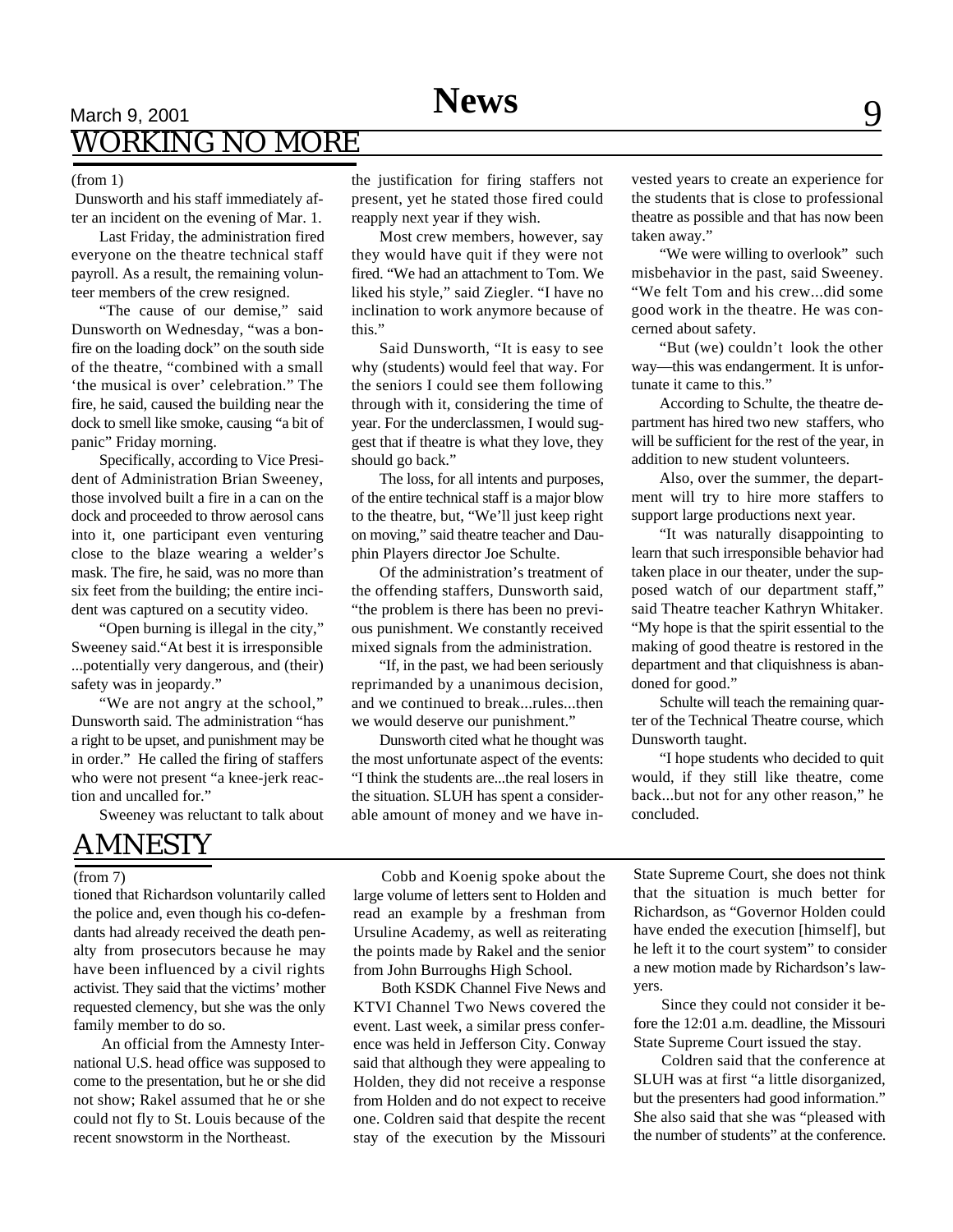# WORKING NO MORE

(from 1)

Dunsworth and his staff immediately after an incident on the evening of Mar. 1.

Last Friday, the administration fired everyone on the theatre technical staff payroll. As a result, the remaining volunteer members of the crew resigned.

"The cause of our demise," said Dunsworth on Wednesday, "was a bonfire on the loading dock" on the south side of the theatre, "combined with a small 'the musical is over' celebration." The fire, he said, caused the building near the dock to smell like smoke, causing "a bit of panic" Friday morning.

Specifically, according to Vice President of Administration Brian Sweeney, those involved built a fire in a can on the dock and proceeded to throw aerosol cans into it, one participant even venturing close to the blaze wearing a welder's mask. The fire, he said, was no more than six feet from the building; the entire incident was captured on a secutity video.

"Open burning is illegal in the city," Sweeney said."At best it is irresponsible ...potentially very dangerous, and (their) safety was in jeopardy."

"We are not angry at the school," Dunsworth said. The administration "has a right to be upset, and punishment may be in order." He called the firing of staffers who were not present "a knee-jerk reaction and uncalled for."

Sweeney was reluctant to talk about the justification for firing staffers not present, yet he stated those fired could reapply next year if they wish.

Most crew members, however, say they would have quit if they were not fired. "We had an attachment to Tom. We liked his style," said Ziegler. "I have no inclination to work anymore because of this."

Said Dunsworth, "It is easy to see why (students) would feel that way. For the seniors I could see them following through with it, considering the time of year. For the underclassmen, I would suggest that if theatre is what they love, they should go back."

The loss, for all intents and purposes, of the entire technical staff is a major blow to the theatre, but, "We'll just keep right on moving," said theatre teacher and Dauphin Players director Joe Schulte.

Of the administration's treatment of the offending staffers, Dunsworth said, "the problem is there has been no previous punishment. We constantly received mixed signals from the administration.

"If, in the past, we had been seriously reprimanded by a unanimous decision, and we continued to break...rules...then we would deserve our punishment."

Dunsworth cited what he thought was the most unfortunate aspect of the events: "I think the students are...the real losers in the situation. SLUH has spent a considerable amount of money and we have invested years to create an experience for the students that is close to professional theatre as possible and that has now been taken away."

"We were willing to overlook" such misbehavior in the past, said Sweeney. "We felt Tom and his crew...did some good work in the theatre. He was concerned about safety.

"But (we) couldn't look the other way—this was endangerment. It is unfortunate it came to this."

According to Schulte, the theatre department has hired two new staffers, who will be sufficient for the rest of the year, in addition to new student volunteers.

Also, over the summer, the department will try to hire more staffers to support large productions next year.

"It was naturally disappointing to learn that such irresponsible behavior had taken place in our theater, under the supposed watch of our department staff," said Theatre teacher Kathryn Whitaker. "My hope is that the spirit essential to the making of good theatre is restored in the department and that cliquishness is abandoned for good."

Schulte will teach the remaining quarter of the Technical Theatre course, which Dunsworth taught.

"I hope students who decided to quit would, if they still like theatre, come back...but not for any other reason," he concluded.

# AMNESTY

(from 7)

tioned that Richardson voluntarily called the police and, even though his co-defendants had already received the death penalty from prosecutors because he may have been influenced by a civil rights activist. They said that the victims' mother requested clemency, but she was the only family member to do so.

An official from the Amnesty International U.S. head office was supposed to come to the presentation, but he or she did not show; Rakel assumed that he or she could not fly to St. Louis because of the recent snowstorm in the Northeast.

Cobb and Koenig spoke about the large volume of letters sent to Holden and read an example by a freshman from Ursuline Academy, as well as reiterating the points made by Rakel and the senior from John Burroughs High School.

Both KSDK Channel Five News and KTVI Channel Two News covered the event. Last week, a similar press conference was held in Jefferson City. Conway said that although they were appealing to Holden, they did not receive a response from Holden and do not expect to receive one. Coldren said that despite the recent stay of the execution by the Missouri State Supreme Court, she does not think that the situation is much better for Richardson, as "Governor Holden could have ended the execution [himself], but he left it to the court system" to consider a new motion made by Richardson's lawyers.

Since they could not consider it before the 12:01 a.m. deadline, the Missouri State Supreme Court issued the stay.

Coldren said that the conference at SLUH was at first "a little disorganized, but the presenters had good information." She also said that she was "pleased with the number of students" at the conference.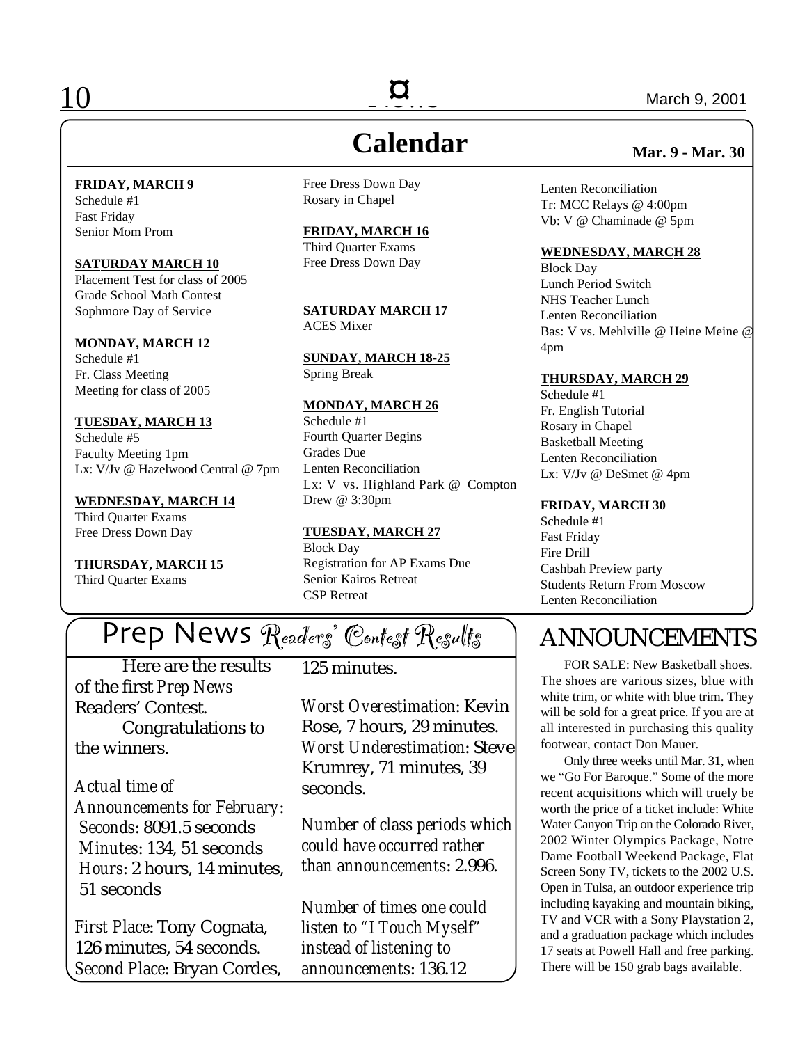# Calendar

**Mar. 9 - Mar. 30**

**FRIDAY, MARCH 9**
Schedule #1
Fast Friday
Senior Mom Prom

**SATURDAY MARCH 10**
Placement Test for class of 2005
Grade School Math Contest
Sophmore Day of Service

**MONDAY, MARCH 12**
Schedule #1
Fr. Class Meeting
Meeting for class of 2005

**TUESDAY, MARCH 13**
Schedule #5
Faculty Meeting 1pm
Lx: V/Jv @ Hazelwood Central @ 7pm

**WEDNESDAY, MARCH 14**
Third Quarter Exams
Free Dress Down Day

**THURSDAY, MARCH 15**
Third Quarter Exams
Free Dress Down Day
Rosary in Chapel

**FRIDAY, MARCH 16**
Third Quarter Exams
Free Dress Down Day

**SATURDAY MARCH 17**
ACES Mixer

**SUNDAY, MARCH 18-25**
Spring Break

**MONDAY, MARCH 26**
Schedule #1
Fourth Quarter Begins
Grades Due
Lenten Reconciliation
Lx: V vs. Highland Park @ Compton Drew @ 3:30pm

**TUESDAY, MARCH 27**
Block Day
Registration for AP Exams Due
Senior Kairos Retreat
CSP Retreat
Lenten Reconciliation
Tr: MCC Relays @ 4:00pm
Vb: V @ Chaminade @ 5pm

**WEDNESDAY, MARCH 28**
Block Day
Lunch Period Switch
NHS Teacher Lunch
Lenten Reconciliation
Bas: V vs. Mehlville @ Heine Meine @ 4pm

**THURSDAY, MARCH 29**
Schedule #1
Fr. English Tutorial
Rosary in Chapel
Basketball Meeting
Lenten Reconciliation
Lx: V/Jv @ DeSmet @ 4pm

**FRIDAY, MARCH 30**
Schedule #1
Fast Friday
Fire Drill
Cashbah Preview party
Students Return From Moscow
Lenten Reconciliation

## Prep News Readers' Contest Results

Here are the results of the first *Prep News* Readers' Contest.

Congratulations to the winners.

*Actual time of Announcements for February:*
*Seconds*: 8091.5 seconds
*Minutes*: 134, 51 seconds
*Hours*: 2 hours, 14 minutes, 51 seconds

*First Place*: Tony Cognata, 126 minutes, 54 seconds.
*Second Place*: Bryan Cordes, 125 minutes.

*Worst Overestimation*: Kevin Rose, 7 hours, 29 minutes.
*Worst Underestimation*: Steve Krumrey, 71 minutes, 39 seconds.

*Number of class periods which could have occurred rather than announcements*: 2.996.

*Number of times one could listen to "I Touch Myself" instead of listening to announcements*: 136.12

## ANNOUNCEMENTS

FOR SALE: New Basketball shoes. The shoes are various sizes, blue with white trim, or white with blue trim. They will be sold for a great price. If you are at all interested in purchasing this quality footwear, contact Don Mauer.

Only three weeks until Mar. 31, when we "Go For Baroque." Some of the more recent acquisitions which will truely be worth the price of a ticket include: White Water Canyon Trip on the Colorado River, 2002 Winter Olympics Package, Notre Dame Football Weekend Package, Flat Screen Sony TV, tickets to the 2002 U.S. Open in Tulsa, an outdoor experience trip including kayaking and mountain biking, TV and VCR with a Sony Playstation 2, and a graduation package which includes 17 seats at Powell Hall and free parking. There will be 150 grab bags available.